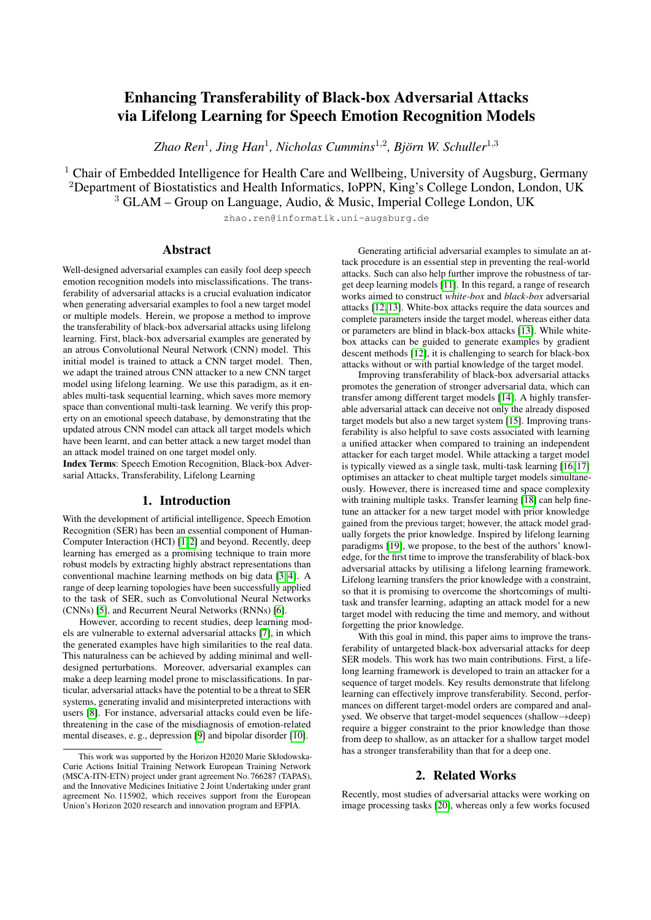# Enhancing Transferability of Black-box Adversarial Attacks via Lifelong Learning for Speech Emotion Recognition Models

*Zhao Ren*[1], *Jing Han*[1], *Nicholas Cummins*[1,2], *Björn W. Schuller*[1,3]

[1] Chair of Embedded Intelligence for Health Care and Wellbeing, University of Augsburg, Germany
[2] Department of Biostatistics and Health Informatics, IoPPN, King's College London, London, UK
[3] GLAM – Group on Language, Audio, & Music, Imperial College London, UK

zhao.ren@informatik.uni-augsburg.de

## Abstract

Well-designed adversarial examples can easily fool deep speech emotion recognition models into misclassifications. The transferability of adversarial attacks is a crucial evaluation indicator when generating adversarial examples to fool a new target model or multiple models. Herein, we propose a method to improve the transferability of black-box adversarial attacks using lifelong learning. First, black-box adversarial examples are generated by an atrous Convolutional Neural Network (CNN) model. This initial model is trained to attack a CNN target model. Then, we adapt the trained atrous CNN attacker to a new CNN target model using lifelong learning. We use this paradigm, as it enables multi-task sequential learning, which saves more memory space than conventional multi-task learning. We verify this property on an emotional speech database, by demonstrating that the updated atrous CNN model can attack all target models which have been learnt, and can better attack a new target model than an attack model trained on one target model only.

**Index Terms**: Speech Emotion Recognition, Black-box Adversarial Attacks, Transferability, Lifelong Learning

## 1. Introduction

With the development of artificial intelligence, Speech Emotion Recognition (SER) has been an essential component of Human-Computer Interaction (HCI) [1, 2] and beyond. Recently, deep learning has emerged as a promising technique to train more robust models by extracting highly abstract representations than conventional machine learning methods on big data [3, 4]. A range of deep learning topologies have been successfully applied to the task of SER, such as Convolutional Neural Networks (CNNs) [5], and Recurrent Neural Networks (RNNs) [6].

However, according to recent studies, deep learning models are vulnerable to external adversarial attacks [7], in which the generated examples have high similarities to the real data. This naturalness can be achieved by adding minimal and well-designed perturbations. Moreover, adversarial examples can make a deep learning model prone to misclassifications. In particular, adversarial attacks have the potential to be a threat to SER systems, generating invalid and misinterpreted interactions with users [8]. For instance, adversarial attacks could even be life-threatening in the case of the misdiagnosis of emotion-related mental diseases, e. g., depression [9] and bipolar disorder [10].

Generating artificial adversarial examples to simulate an attack procedure is an essential step in preventing the real-world attacks. Such can also help further improve the robustness of target deep learning models [11]. In this regard, a range of research works aimed to construct *white-box* and *black-box* adversarial attacks [12, 13]. White-box attacks require the data sources and complete parameters inside the target model, whereas either data or parameters are blind in black-box attacks [13]. While white-box attacks can be guided to generate examples by gradient descent methods [12], it is challenging to search for black-box attacks without or with partial knowledge of the target model.

Improving transferability of black-box adversarial attacks promotes the generation of stronger adversarial data, which can transfer among different target models [14]. A highly transferable adversarial attack can deceive not only the already disposed target models but also a new target system [15]. Improving transferability is also helpful to save costs associated with learning a unified attacker when compared to training an independent attacker for each target model. While attacking a target model is typically viewed as a single task, multi-task learning [16, 17] optimises an attacker to cheat multiple target models simultaneously. However, there is increased time and space complexity with training multiple tasks. Transfer learning [18] can help fine-tune an attacker for a new target model with prior knowledge gained from the previous target; however, the attack model gradually forgets the prior knowledge. Inspired by lifelong learning paradigms [19], we propose, to the best of the authors' knowledge, for the first time to improve the transferability of black-box adversarial attacks by utilising a lifelong learning framework. Lifelong learning transfers the prior knowledge with a constraint, so that it is promising to overcome the shortcomings of multi-task and transfer learning, adapting an attack model for a new target model with reducing the time and memory, and without forgetting the prior knowledge.

With this goal in mind, this paper aims to improve the transferability of untargeted black-box adversarial attacks for deep SER models. This work has two main contributions. First, a lifelong learning framework is developed to train an attacker for a sequence of target models. Key results demonstrate that lifelong learning can effectively improve transferability. Second, performances on different target-model orders are compared and analysed. We observe that target-model sequences (shallow→deep) require a bigger constraint to the prior knowledge than those from deep to shallow, as an attacker for a shallow target model has a stronger transferability than that for a deep one.

## 2. Related Works

Recently, most studies of adversarial attacks were working on image processing tasks [20], whereas only a few works focused

This work was supported by the Horizon H2020 Marie Skłodowska-Curie Actions Initial Training Network European Training Network (MSCA-ITN-ETN) project under grant agreement No. 766287 (TAPAS), and the Innovative Medicines Initiative 2 Joint Undertaking under grant agreement No. 115902, which receives support from the European Union's Horizon 2020 research and innovation program and EFPIA.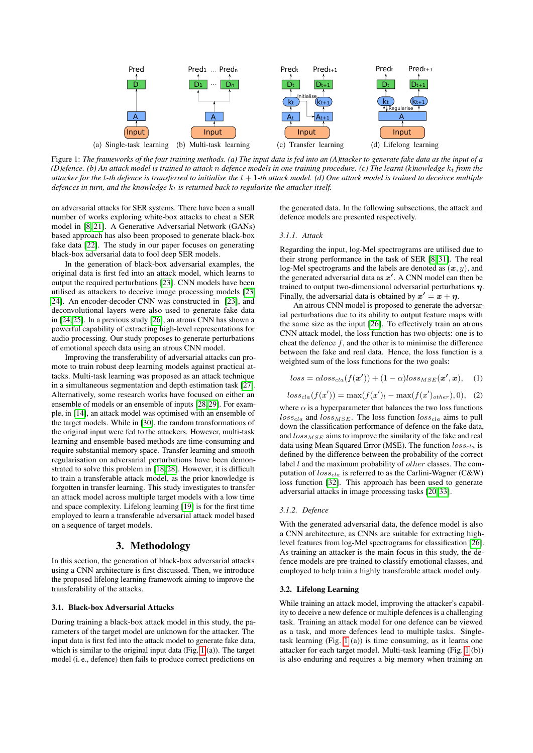Figure 1: *The frameworks of the four training methods. (a) The input data is fed into an (A)ttacker to generate fake data as the input of a (D)efence. (b) An attack model is trained to attack $n$ defence models in one training procedure. (c) The learnt (k)nowledge $k_t$ from the attacker for the $t$-th defence is transferred to initialise the $t+1$-th attack model. (d) One attack model is trained to deceivce multiple defences in turn, and the knowledge $k_t$ is returned back to regularise the attacker itself.*

on adversarial attacks for SER systems. There have been a small number of works exploring white-box attacks to cheat a SER model in [8, 21]. A Generative Adversarial Network (GANs) based approach has also been proposed to generate black-box fake data [22]. The study in our paper focuses on generating black-box adversarial data to fool deep SER models.

In the generation of black-box adversarial examples, the original data is first fed into an attack model, which learns to output the required perturbations [23]. CNN models have been utilised as attackers to deceive image processing models [23, 24]. An encoder-decoder CNN was constructed in [23], and deconvolutional layers were also used to generate fake data in [24, 25]. In a previous study [26], an atrous CNN has shown a powerful capability of extracting high-level representations for audio processing. Our study proposes to generate perturbations of emotional speech data using an atrous CNN model.

Improving the transferability of adversarial attacks can promote to train robust deep learning models against practical attacks. Multi-task learning was proposed as an attack technique in a simultaneous segmentation and depth estimation task [27]. Alternatively, some research works have focused on either an ensemble of models or an ensemble of inputs [28, 29]. For example, in [14], an attack model was optimised with an ensemble of the target models. While in [30], the random transformations of the original input were fed to the attackers. However, multi-task learning and ensemble-based methods are time-consuming and require substantial memory space. Transfer learning and smooth regularisation on adversarial perturbations have been demonstrated to solve this problem in [18, 28]. However, it is difficult to train a transferable attack model, as the prior knowledge is forgotten in transfer learning. This study investigates to transfer an attack model across multiple target models with a low time and space complexity. Lifelong learning [19] is for the first time employed to learn a transferable adversarial attack model based on a sequence of target models.

# 3. Methodology

In this section, the generation of black-box adversarial attacks using a CNN architecture is first discussed. Then, we introduce the proposed lifelong learning framework aiming to improve the transferability of the attacks.

## 3.1. Black-box Adversarial Attacks

During training a black-box attack model in this study, the parameters of the target model are unknown for the attacker. The input data is first fed into the attack model to generate fake data, which is similar to the original input data (Fig. 1 (a)). The target model (i. e., defence) then fails to produce correct predictions on the generated data. In the following subsections, the attack and defence models are presented respectively.

### 3.1.1. Attack

Regarding the input, log-Mel spectrograms are utilised due to their strong performance in the task of SER [8, 31]. The real log-Mel spectrograms and the labels are denoted as $(\boldsymbol{x}, y)$, and the generated adversarial data as $\boldsymbol{x'}$. A CNN model can then be trained to output two-dimensional adversarial perturbations $\boldsymbol{\eta}$. Finally, the adversarial data is obtained by $\boldsymbol{x'} = \boldsymbol{x} + \boldsymbol{\eta}$.

An atrous CNN model is proposed to generate the adversarial perturbations due to its ability to output feature maps with the same size as the input [26]. To effectively train an atrous CNN attack model, the loss function has two objects: one is to cheat the defence $f$, and the other is to minimise the difference between the fake and real data. Hence, the loss function is a weighted sum of the loss functions for the two goals:

$$loss = \alpha loss_{cla}(f(\boldsymbol{x'})) + (1-\alpha) loss_{MSE}(\boldsymbol{x'}, \boldsymbol{x}), \quad (1)$$

$$loss_{cla}(f(x')) = \max(f(x')_l - \max(f(x')_{other}), 0), \quad (2)$$

where $\alpha$ is a hyperparameter that balances the two loss functions $loss_{cla}$ and $loss_{MSE}$. The loss function $loss_{cla}$ aims to pull down the classification performance of defence on the fake data, and $loss_{MSE}$ aims to improve the similarity of the fake and real data using Mean Squared Error (MSE). The function $loss_{cla}$ is defined by the difference between the probability of the correct label $l$ and the maximum probability of $other$ classes. The computation of $loss_{cla}$ is referred to as the Carlini-Wagner (C&W) loss function [32]. This approach has been used to generate adversarial attacks in image processing tasks [20, 33].

### 3.1.2. Defence

With the generated adversarial data, the defence model is also a CNN architecture, as CNNs are suitable for extracting high-level features from log-Mel spectrograms for classification [26]. As training an attacker is the main focus in this study, the defence models are pre-trained to classify emotional classes, and employed to help train a highly transferable attack model only.

## 3.2. Lifelong Learning

While training an attack model, improving the attacker's capability to deceive a new defence or multiple defences is a challenging task. Training an attack model for one defence can be viewed as a task, and more defences lead to multiple tasks. Single-task learning (Fig. 1 (a)) is time consuming, as it learns one attacker for each target model. Multi-task learning (Fig. 1 (b)) is also enduring and requires a big memory when training an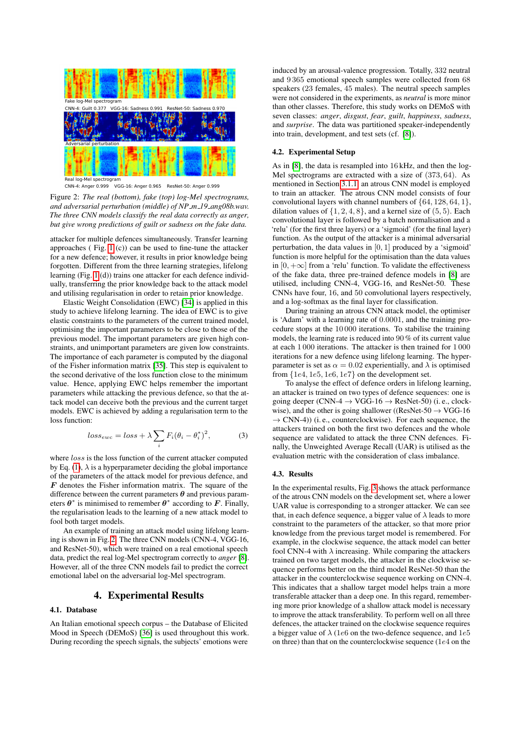Fake log-Mel spectrogram

CNN-4: Guilt 0.377 VGG-16: Sadness 0.991 ResNet-50: Sadness 0.970

Adversarial perturbation

Real log-Mel spectrogram

CNN-4: Anger 0.999 VGG-16: Anger 0.965 ResNet-50: Anger 0.999

Figure 2: *The real (bottom), fake (top) log-Mel spectrograms, and adversarial perturbation (middle) of NP_m_19_ang08b.wav. The three CNN models classify the real data correctly as anger, but give wrong predictions of guilt or sadness on the fake data.*

attacker for multiple defences simultaneously. Transfer learning approaches ( Fig. 1 (c)) can be used to fine-tune the attacker for a new defence; however, it results in prior knowledge being forgotten. Different from the three learning strategies, lifelong learning (Fig. 1 (d)) trains one attacker for each defence individually, transferring the prior knowledge back to the attack model and utilising regularisation in order to retain prior knowledge.

Elastic Weight Consolidation (EWC) [34] is applied in this study to achieve lifelong learning. The idea of EWC is to give elastic constraints to the parameters of the current trained model, optimising the important parameters to be close to those of the previous model. The important parameters are given high constraints, and unimportant parameters are given low constraints. The importance of each parameter is computed by the diagonal of the Fisher information matrix [35]. This step is equivalent to the second derivative of the loss function close to the minimum value. Hence, applying EWC helps remember the important parameters while attacking the previous defence, so that the attack model can deceive both the previous and the current target models. EWC is achieved by adding a regularisation term to the loss function:

$$loss_{ewc} = loss + \lambda \sum_{i} F_i(\theta_i - \theta_i^*)^2, \tag{3}$$

where $loss$ is the loss function of the current attacker computed by Eq. (1), $\lambda$ is a hyperparameter deciding the global importance of the parameters of the attack model for previous defence, and $\boldsymbol{F}$ denotes the Fisher information matrix. The square of the difference between the current parameters $\boldsymbol{\theta}$ and previous parameters $\boldsymbol{\theta}^*$ is minimised to remember $\boldsymbol{\theta}^*$ according to $\boldsymbol{F}$. Finally, the regularisation leads to the learning of a new attack model to fool both target models.

An example of training an attack model using lifelong learning is shown in Fig. 2. The three CNN models (CNN-4, VGG-16, and ResNet-50), which were trained on a real emotional speech data, predict the real log-Mel spectrogram correctly to *anger* [8]. However, all of the three CNN models fail to predict the correct emotional label on the adversarial log-Mel spectrogram.

# 4. Experimental Results

## 4.1. Database

An Italian emotional speech corpus – the Database of Elicited Mood in Speech (DEMoS) [36] is used throughout this work. During recording the speech signals, the subjects' emotions were induced by an arousal-valence progression. Totally, 332 neutral and 9 365 emotional speech samples were collected from 68 speakers (23 females, 45 males). The neutral speech samples were not considered in the experiments, as *neutral* is more minor than other classes. Therefore, this study works on DEMoS with seven classes: *anger*, *disgust*, *fear*, *guilt*, *happiness*, *sadness*, and *surprise*. The data was partitioned speaker-independently into train, development, and test sets (cf. [8]).

## 4.2. Experimental Setup

As in [8], the data is resampled into 16 kHz, and then the log-Mel spectrograms are extracted with a size of $(373, 64)$. As mentioned in Section 3.1.1, an atrous CNN model is employed to train an attacker. The atrous CNN model consists of four convolutional layers with channel numbers of $\{64, 128, 64, 1\}$, dilation values of $\{1, 2, 4, 8\}$, and a kernel size of $(5, 5)$. Each convolutional layer is followed by a batch normalisation and a 'relu' (for the first three layers) or a 'sigmoid' (for the final layer) function. As the output of the attacker is a minimal adversarial perturbation, the data values in $[0, 1]$ produced by a 'sigmoid' function is more helpful for the optimisation than the data values in $[0, +\infty]$ from a 'relu' function. To validate the effectiveness of the fake data, three pre-trained defence models in [8] are utilised, including CNN-4, VGG-16, and ResNet-50. These CNNs have four, 16, and 50 convolutional layers respectively, and a log-softmax as the final layer for classification.

During training an atrous CNN attack model, the optimiser is 'Adam' with a learning rate of $0.0001$, and the training procedure stops at the 10 000 iterations. To stabilise the training models, the learning rate is reduced into 90 % of its current value at each 1 000 iterations. The attacker is then trained for 1 000 iterations for a new defence using lifelong learning. The hyperparameter is set as $\alpha = 0.02$ experientially, and $\lambda$ is optimised from $\{1e4, 1e5, 1e6, 1e7\}$ on the development set.

To analyse the effect of defence orders in lifelong learning, an attacker is trained on two types of defence sequences: one is going deeper (CNN-4 → VGG-16 → ResNet-50) (i. e., clockwise), and the other is going shallower ((ResNet-50 → VGG-16 → CNN-4)) (i. e., counterclockwise). For each sequence, the attackers trained on both the first two defences and the whole sequence are validated to attack the three CNN defences. Finally, the Unweighted Average Recall (UAR) is utilised as the evaluation metric with the consideration of class imbalance.

## 4.3. Results

In the experimental results, Fig. 3 shows the attack performance of the atrous CNN models on the development set, where a lower UAR value is corresponding to a stronger attacker. We can see that, in each defence sequence, a bigger value of $\lambda$ leads to more constraint to the parameters of the attacker, so that more prior knowledge from the previous target model is remembered. For example, in the clockwise sequence, the attack model can better fool CNN-4 with $\lambda$ increasing. While comparing the attackers trained on two target models, the attacker in the clockwise sequence performs better on the third model ResNet-50 than the attacker in the counterclockwise sequence working on CNN-4. This indicates that a shallow target model helps train a more transferable attacker than a deep one. In this regard, remembering more prior knowledge of a shallow attack model is necessary to improve the attack transferability. To perform well on all three defences, the attacker trained on the clockwise sequence requires a bigger value of $\lambda$ ($1e6$ on the two-defence sequence, and $1e5$ on three) than that on the counterclockwise sequence ($1e4$ on the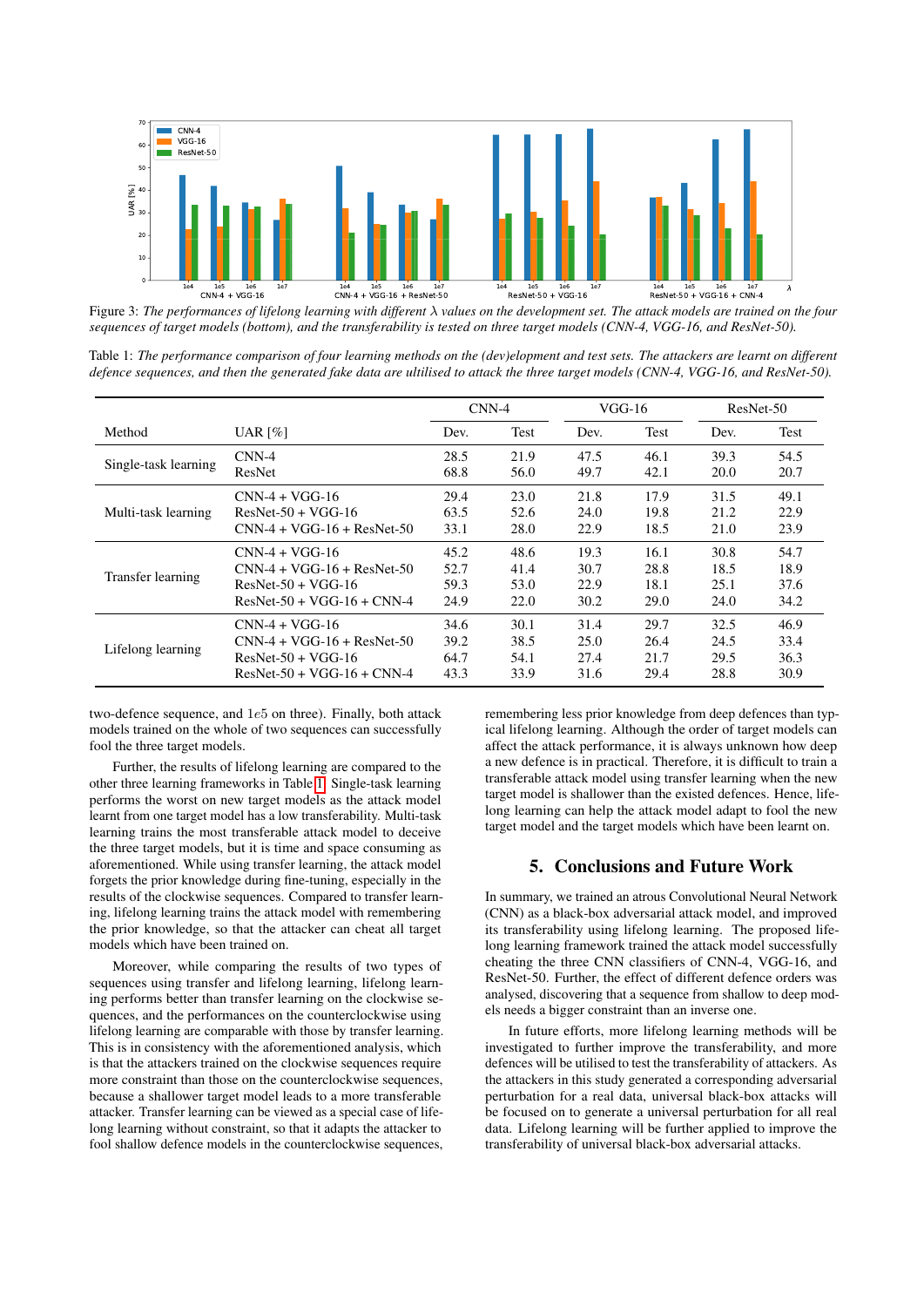Figure 3: *The performances of lifelong learning with different $\lambda$ values on the development set. The attack models are trained on the four sequences of target models (bottom), and the transferability is tested on three target models (CNN-4, VGG-16, and ResNet-50).*

Table 1: *The performance comparison of four learning methods on the (dev)elopment and test sets. The attackers are learnt on different defence sequences, and then the generated fake data are ultilised to attack the three target models (CNN-4, VGG-16, and ResNet-50).*

| Method | UAR [%] | CNN-4 | | VGG-16 | | ResNet-50 | |
|---|---|---|---|---|---|---|---|
| | | Dev. | Test | Dev. | Test | Dev. | Test |
| Single-task learning | CNN-4 | 28.5 | 21.9 | 47.5 | 46.1 | 39.3 | 54.5 |
| | ResNet | 68.8 | 56.0 | 49.7 | 42.1 | 20.0 | 20.7 |
| Multi-task learning | CNN-4 + VGG-16 | 29.4 | 23.0 | 21.8 | 17.9 | 31.5 | 49.1 |
| | ResNet-50 + VGG-16 | 63.5 | 52.6 | 24.0 | 19.8 | 21.2 | 22.9 |
| | CNN-4 + VGG-16 + ResNet-50 | 33.1 | 28.0 | 22.9 | 18.5 | 21.0 | 23.9 |
| Transfer learning | CNN-4 + VGG-16 | 45.2 | 48.6 | 19.3 | 16.1 | 30.8 | 54.7 |
| | CNN-4 + VGG-16 + ResNet-50 | 52.7 | 41.4 | 30.7 | 28.8 | 18.5 | 18.9 |
| | ResNet-50 + VGG-16 | 59.3 | 53.0 | 22.9 | 18.1 | 25.1 | 37.6 |
| | ResNet-50 + VGG-16 + CNN-4 | 24.9 | 22.0 | 30.2 | 29.0 | 24.0 | 34.2 |
| Lifelong learning | CNN-4 + VGG-16 | 34.6 | 30.1 | 31.4 | 29.7 | 32.5 | 46.9 |
| | CNN-4 + VGG-16 + ResNet-50 | 39.2 | 38.5 | 25.0 | 26.4 | 24.5 | 33.4 |
| | ResNet-50 + VGG-16 | 64.7 | 54.1 | 27.4 | 21.7 | 29.5 | 36.3 |
| | ResNet-50 + VGG-16 + CNN-4 | 43.3 | 33.9 | 31.6 | 29.4 | 28.8 | 30.9 |

two-defence sequence, and $1e5$ on three). Finally, both attack models trained on the whole of two sequences can successfully fool the three target models.

Further, the results of lifelong learning are compared to the other three learning frameworks in Table 1. Single-task learning performs the worst on new target models as the attack model learnt from one target model has a low transferability. Multi-task learning trains the most transferable attack model to deceive the three target models, but it is time and space consuming as aforementioned. While using transfer learning, the attack model forgets the prior knowledge during fine-tuning, especially in the results of the clockwise sequences. Compared to transfer learning, lifelong learning trains the attack model with remembering the prior knowledge, so that the attacker can cheat all target models which have been trained on.

Moreover, while comparing the results of two types of sequences using transfer and lifelong learning, lifelong learning performs better than transfer learning on the clockwise sequences, and the performances on the counterclockwise using lifelong learning are comparable with those by transfer learning. This is in consistency with the aforementioned analysis, which is that the attackers trained on the clockwise sequences require more constraint than those on the counterclockwise sequences, because a shallower target model leads to a more transferable attacker. Transfer learning can be viewed as a special case of lifelong learning without constraint, so that it adapts the attacker to fool shallow defence models in the counterclockwise sequences, remembering less prior knowledge from deep defences than typical lifelong learning. Although the order of target models can affect the attack performance, it is always unknown how deep a new defence is in practical. Therefore, it is difficult to train a transferable attack model using transfer learning when the new target model is shallower than the existed defences. Hence, lifelong learning can help the attack model adapt to fool the new target model and the target models which have been learnt on.

## 5. Conclusions and Future Work

In summary, we trained an atrous Convolutional Neural Network (CNN) as a black-box adversarial attack model, and improved its transferability using lifelong learning. The proposed lifelong learning framework trained the attack model successfully cheating the three CNN classifiers of CNN-4, VGG-16, and ResNet-50. Further, the effect of different defence orders was analysed, discovering that a sequence from shallow to deep models needs a bigger constraint than an inverse one.

In future efforts, more lifelong learning methods will be investigated to further improve the transferability, and more defences will be utilised to test the transferability of attackers. As the attackers in this study generated a corresponding adversarial perturbation for a real data, universal black-box attacks will be focused on to generate a universal perturbation for all real data. Lifelong learning will be further applied to improve the transferability of universal black-box adversarial attacks.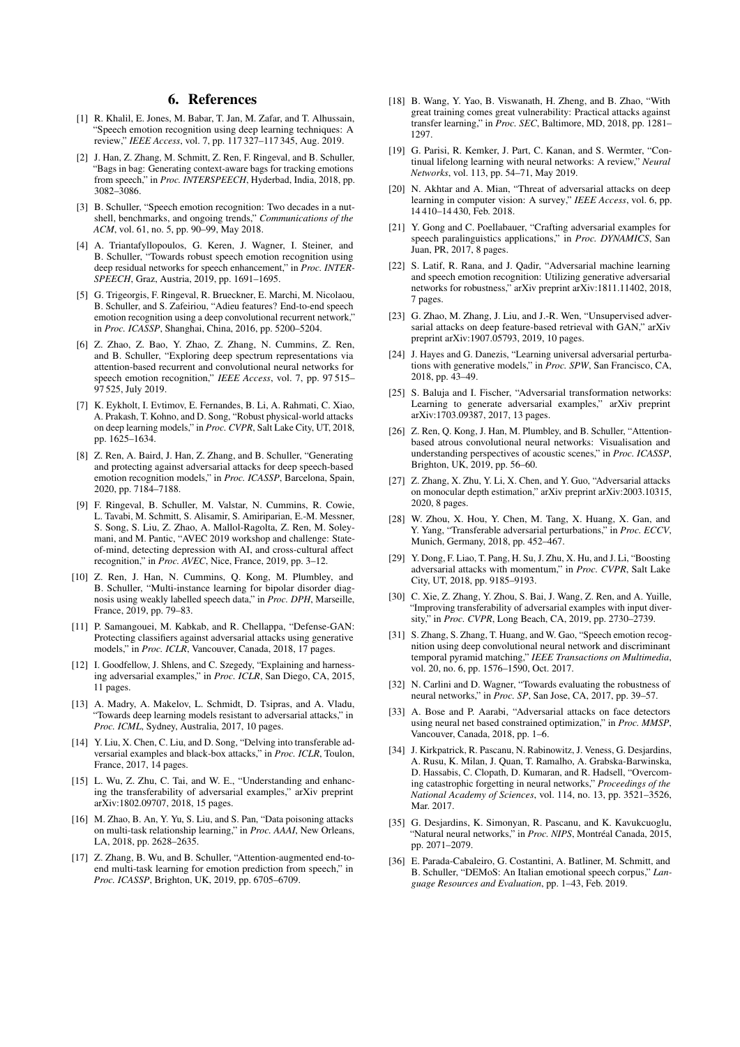## 6. References

[1] R. Khalil, E. Jones, M. Babar, T. Jan, M. Zafar, and T. Alhussain, "Speech emotion recognition using deep learning techniques: A review," *IEEE Access*, vol. 7, pp. 117 327–117 345, Aug. 2019.

[2] J. Han, Z. Zhang, M. Schmitt, Z. Ren, F. Ringeval, and B. Schuller, "Bags in bag: Generating context-aware bags for tracking emotions from speech," in *Proc. INTERSPEECH*, Hyderbad, India, 2018, pp. 3082–3086.

[3] B. Schuller, "Speech emotion recognition: Two decades in a nutshell, benchmarks, and ongoing trends," *Communications of the ACM*, vol. 61, no. 5, pp. 90–99, May 2018.

[4] A. Triantafyllopoulos, G. Keren, J. Wagner, I. Steiner, and B. Schuller, "Towards robust speech emotion recognition using deep residual networks for speech enhancement," in *Proc. INTERSPEECH*, Graz, Austria, 2019, pp. 1691–1695.

[5] G. Trigeorgis, F. Ringeval, R. Brueckner, E. Marchi, M. Nicolaou, B. Schuller, and S. Zafeiriou, "Adieu features? End-to-end speech emotion recognition using a deep convolutional recurrent network," in *Proc. ICASSP*, Shanghai, China, 2016, pp. 5200–5204.

[6] Z. Zhao, Z. Bao, Y. Zhao, Z. Zhang, N. Cummins, Z. Ren, and B. Schuller, "Exploring deep spectrum representations via attention-based recurrent and convolutional neural networks for speech emotion recognition," *IEEE Access*, vol. 7, pp. 97 515–97 525, July 2019.

[7] K. Eykholt, I. Evtimov, E. Fernandes, B. Li, A. Rahmati, C. Xiao, A. Prakash, T. Kohno, and D. Song, "Robust physical-world attacks on deep learning models," in *Proc. CVPR*, Salt Lake City, UT, 2018, pp. 1625–1634.

[8] Z. Ren, A. Baird, J. Han, Z. Zhang, and B. Schuller, "Generating and protecting against adversarial attacks for deep speech-based emotion recognition models," in *Proc. ICASSP*, Barcelona, Spain, 2020, pp. 7184–7188.

[9] F. Ringeval, B. Schuller, M. Valstar, N. Cummins, R. Cowie, L. Tavabi, M. Schmitt, S. Alisamir, S. Amiriparian, E.-M. Messner, S. Song, S. Liu, Z. Zhao, A. Mallol-Ragolta, Z. Ren, M. Soleymani, and M. Pantic, "AVEC 2019 workshop and challenge: State-of-mind, detecting depression with AI, and cross-cultural affect recognition," in *Proc. AVEC*, Nice, France, 2019, pp. 3–12.

[10] Z. Ren, J. Han, N. Cummins, Q. Kong, M. Plumbley, and B. Schuller, "Multi-instance learning for bipolar disorder diagnosis using weakly labelled speech data," in *Proc. DPH*, Marseille, France, 2019, pp. 79–83.

[11] P. Samangouei, M. Kabkab, and R. Chellappa, "Defense-GAN: Protecting classifiers against adversarial attacks using generative models," in *Proc. ICLR*, Vancouver, Canada, 2018, 17 pages.

[12] I. Goodfellow, J. Shlens, and C. Szegedy, "Explaining and harnessing adversarial examples," in *Proc. ICLR*, San Diego, CA, 2015, 11 pages.

[13] A. Madry, A. Makelov, L. Schmidt, D. Tsipras, and A. Vladu, "Towards deep learning models resistant to adversarial attacks," in *Proc. ICML*, Sydney, Australia, 2017, 10 pages.

[14] Y. Liu, X. Chen, C. Liu, and D. Song, "Delving into transferable adversarial examples and black-box attacks," in *Proc. ICLR*, Toulon, France, 2017, 14 pages.

[15] L. Wu, Z. Zhu, C. Tai, and W. E., "Understanding and enhancing the transferability of adversarial examples," arXiv preprint arXiv:1802.09707, 2018, 15 pages.

[16] M. Zhao, B. An, Y. Yu, S. Liu, and S. Pan, "Data poisoning attacks on multi-task relationship learning," in *Proc. AAAI*, New Orleans, LA, 2018, pp. 2628–2635.

[17] Z. Zhang, B. Wu, and B. Schuller, "Attention-augmented end-to-end multi-task learning for emotion prediction from speech," in *Proc. ICASSP*, Brighton, UK, 2019, pp. 6705–6709.

[18] B. Wang, Y. Yao, B. Viswanath, H. Zheng, and B. Zhao, "With great training comes great vulnerability: Practical attacks against transfer learning," in *Proc. SEC*, Baltimore, MD, 2018, pp. 1281–1297.

[19] G. Parisi, R. Kemker, J. Part, C. Kanan, and S. Wermter, "Continual lifelong learning with neural networks: A review," *Neural Networks*, vol. 113, pp. 54–71, May 2019.

[20] N. Akhtar and A. Mian, "Threat of adversarial attacks on deep learning in computer vision: A survey," *IEEE Access*, vol. 6, pp. 14 410–14 430, Feb. 2018.

[21] Y. Gong and C. Poellabauer, "Crafting adversarial examples for speech paralinguistics applications," in *Proc. DYNAMICS*, San Juan, PR, 2017, 8 pages.

[22] S. Latif, R. Rana, and J. Qadir, "Adversarial machine learning and speech emotion recognition: Utilizing generative adversarial networks for robustness," arXiv preprint arXiv:1811.11402, 2018, 7 pages.

[23] G. Zhao, M. Zhang, J. Liu, and J.-R. Wen, "Unsupervised adversarial attacks on deep feature-based retrieval with GAN," arXiv preprint arXiv:1907.05793, 2019, 10 pages.

[24] J. Hayes and G. Danezis, "Learning universal adversarial perturbations with generative models," in *Proc. SPW*, San Francisco, CA, 2018, pp. 43–49.

[25] S. Baluja and I. Fischer, "Adversarial transformation networks: Learning to generate adversarial examples," arXiv preprint arXiv:1703.09387, 2017, 13 pages.

[26] Z. Ren, Q. Kong, J. Han, M. Plumbley, and B. Schuller, "Attention-based atrous convolutional neural networks: Visualisation and understanding perspectives of acoustic scenes," in *Proc. ICASSP*, Brighton, UK, 2019, pp. 56–60.

[27] Z. Zhang, X. Zhu, Y. Li, X. Chen, and Y. Guo, "Adversarial attacks on monocular depth estimation," arXiv preprint arXiv:2003.10315, 2020, 8 pages.

[28] W. Zhou, X. Hou, Y. Chen, M. Tang, X. Huang, X. Gan, and Y. Yang, "Transferable adversarial perturbations," in *Proc. ECCV*, Munich, Germany, 2018, pp. 452–467.

[29] Y. Dong, F. Liao, T. Pang, H. Su, J. Zhu, X. Hu, and J. Li, "Boosting adversarial attacks with momentum," in *Proc. CVPR*, Salt Lake City, UT, 2018, pp. 9185–9193.

[30] C. Xie, Z. Zhang, Y. Zhou, S. Bai, J. Wang, Z. Ren, and A. Yuille, "Improving transferability of adversarial examples with input diversity," in *Proc. CVPR*, Long Beach, CA, 2019, pp. 2730–2739.

[31] S. Zhang, S. Zhang, T. Huang, and W. Gao, "Speech emotion recognition using deep convolutional neural network and discriminant temporal pyramid matching," *IEEE Transactions on Multimedia*, vol. 20, no. 6, pp. 1576–1590, Oct. 2017.

[32] N. Carlini and D. Wagner, "Towards evaluating the robustness of neural networks," in *Proc. SP*, San Jose, CA, 2017, pp. 39–57.

[33] A. Bose and P. Aarabi, "Adversarial attacks on face detectors using neural net based constrained optimization," in *Proc. MMSP*, Vancouver, Canada, 2018, pp. 1–6.

[34] J. Kirkpatrick, R. Pascanu, N. Rabinowitz, J. Veness, G. Desjardins, A. Rusu, K. Milan, J. Quan, T. Ramalho, A. Grabska-Barwinska, D. Hassabis, C. Clopath, D. Kumaran, and R. Hadsell, "Overcoming catastrophic forgetting in neural networks," *Proceedings of the National Academy of Sciences*, vol. 114, no. 13, pp. 3521–3526, Mar. 2017.

[35] G. Desjardins, K. Simonyan, R. Pascanu, and K. Kavukcuoglu, "Natural neural networks," in *Proc. NIPS*, Montréal Canada, 2015, pp. 2071–2079.

[36] E. Parada-Cabaleiro, G. Costantini, A. Batliner, M. Schmitt, and B. Schuller, "DEMoS: An Italian emotional speech corpus," *Language Resources and Evaluation*, pp. 1–43, Feb. 2019.